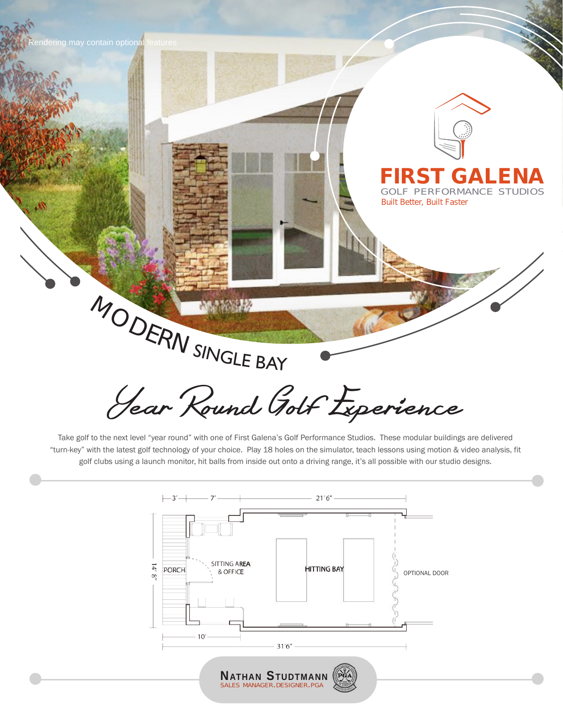Rendering may contain optional features

# FIRST GALENA

GOLF PERFORMANCE STUDIOS

Built Better, Built Faster

## MODERN SINGLE BAY

## *Year Round Golf Experience*

Take golf to the next level "year round" with one of First Galena's Golf Performance Studios. These modular buildings are delivered "turn-key" with the latest golf technology of your choice. Play 18 holes on the simulator, teach lessons using motion & video analysis, fit golf clubs using a launch monitor, hit balls from inside out onto a driving range, it's all possible with our studio designs.

3' 7' 21'6"

14' 8"

PORCH

SITTING AREA & OFFICE

HITTING BAY

OPTIONAL DOOR

10'

31'6"

**NATHAN STUDTMANN**

SALES MANAGER.DESIGNER.PGA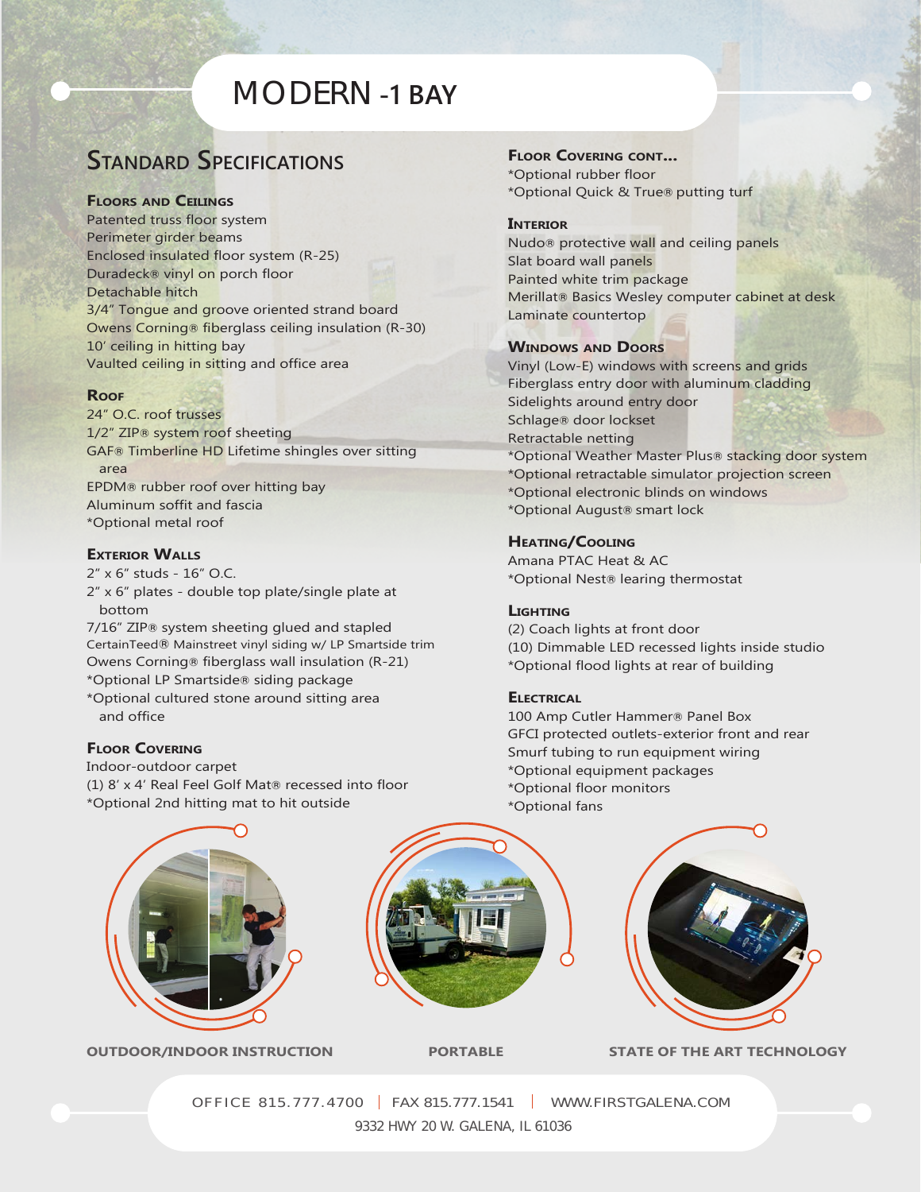# MODERN -1 BAY

## Standard Specifications

### Floors and Ceilings

Patented truss floor system
Perimeter girder beams
Enclosed insulated floor system (R-25)
Duradeck® vinyl on porch floor
Detachable hitch
3/4" Tongue and groove oriented strand board
Owens Corning® fiberglass ceiling insulation (R-30)
10' ceiling in hitting bay
Vaulted ceiling in sitting and office area

### Roof

24" O.C. roof trusses
1/2" ZIP® system roof sheeting
GAF® Timberline HD Lifetime shingles over sitting area
EPDM® rubber roof over hitting bay
Aluminum soffit and fascia
*Optional metal roof

### Exterior Walls

2" x 6" studs - 16" O.C.
2" x 6" plates - double top plate/single plate at bottom
7/16" ZIP® system sheeting glued and stapled
CertainTeed® Mainstreet vinyl siding w/ LP Smartside trim
Owens Corning® fiberglass wall insulation (R-21)
*Optional LP Smartside® siding package
*Optional cultured stone around sitting area and office

### Floor Covering

Indoor-outdoor carpet
(1) 8' x 4' Real Feel Golf Mat® recessed into floor
*Optional 2nd hitting mat to hit outside

### Floor Covering cont...

*Optional rubber floor
*Optional Quick & True® putting turf

### Interior

Nudo® protective wall and ceiling panels
Slat board wall panels
Painted white trim package
Merillat® Basics Wesley computer cabinet at desk
Laminate countertop

### Windows and Doors

Vinyl (Low-E) windows with screens and grids
Fiberglass entry door with aluminum cladding
Sidelights around entry door
Schlage® door lockset
Retractable netting
*Optional Weather Master Plus® stacking door system
*Optional retractable simulator projection screen
*Optional electronic blinds on windows
*Optional August® smart lock

### Heating/Cooling

Amana PTAC Heat & AC
*Optional Nest® learing thermostat

### Lighting

(2) Coach lights at front door
(10) Dimmable LED recessed lights inside studio
*Optional flood lights at rear of building

### Electrical

100 Amp Cutler Hammer® Panel Box
GFCI protected outlets-exterior front and rear
Smurf tubing to run equipment wiring
*Optional equipment packages
*Optional floor monitors
*Optional fans

OUTDOOR/INDOOR INSTRUCTION

PORTABLE

STATE OF THE ART TECHNOLOGY

OFFICE 815.777.4700 | FAX 815.777.1541 | WWW.FIRSTGALENA.COM
9332 HWY 20 W. GALENA, IL 61036